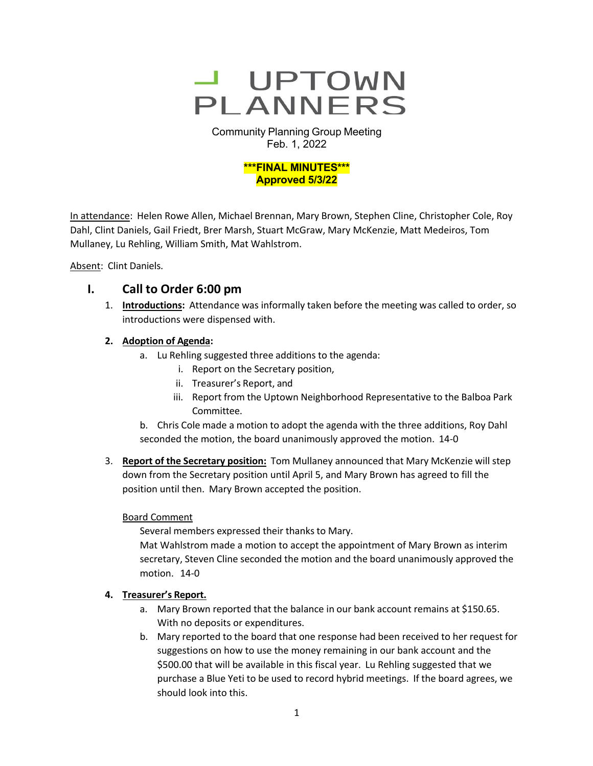# UPTOWN PLANNERS

Community Planning Group Meeting
Feb. 1, 2022

**\*\*\*FINAL MINUTES\*\*\***
**Approved 5/3/22**

In attendance: Helen Rowe Allen, Michael Brennan, Mary Brown, Stephen Cline, Christopher Cole, Roy Dahl, Clint Daniels, Gail Friedt, Brer Marsh, Stuart McGraw, Mary McKenzie, Matt Medeiros, Tom Mullaney, Lu Rehling, William Smith, Mat Wahlstrom.

Absent: Clint Daniels.

## I. Call to Order 6:00 pm

1. **Introductions:** Attendance was informally taken before the meeting was called to order, so introductions were dispensed with.

2. **Adoption of Agenda:**
   a. Lu Rehling suggested three additions to the agenda:
      i. Report on the Secretary position,
      ii. Treasurer's Report, and
      iii. Report from the Uptown Neighborhood Representative to the Balboa Park Committee.

   b. Chris Cole made a motion to adopt the agenda with the three additions, Roy Dahl seconded the motion, the board unanimously approved the motion. 14-0

3. **Report of the Secretary position:** Tom Mullaney announced that Mary McKenzie will step down from the Secretary position until April 5, and Mary Brown has agreed to fill the position until then. Mary Brown accepted the position.

   Board Comment
   Several members expressed their thanks to Mary.
   Mat Wahlstrom made a motion to accept the appointment of Mary Brown as interim secretary, Steven Cline seconded the motion and the board unanimously approved the motion. 14-0

4. **Treasurer's Report.**
   a. Mary Brown reported that the balance in our bank account remains at $150.65. With no deposits or expenditures.
   b. Mary reported to the board that one response had been received to her request for suggestions on how to use the money remaining in our bank account and the $500.00 that will be available in this fiscal year. Lu Rehling suggested that we purchase a Blue Yeti to be used to record hybrid meetings. If the board agrees, we should look into this.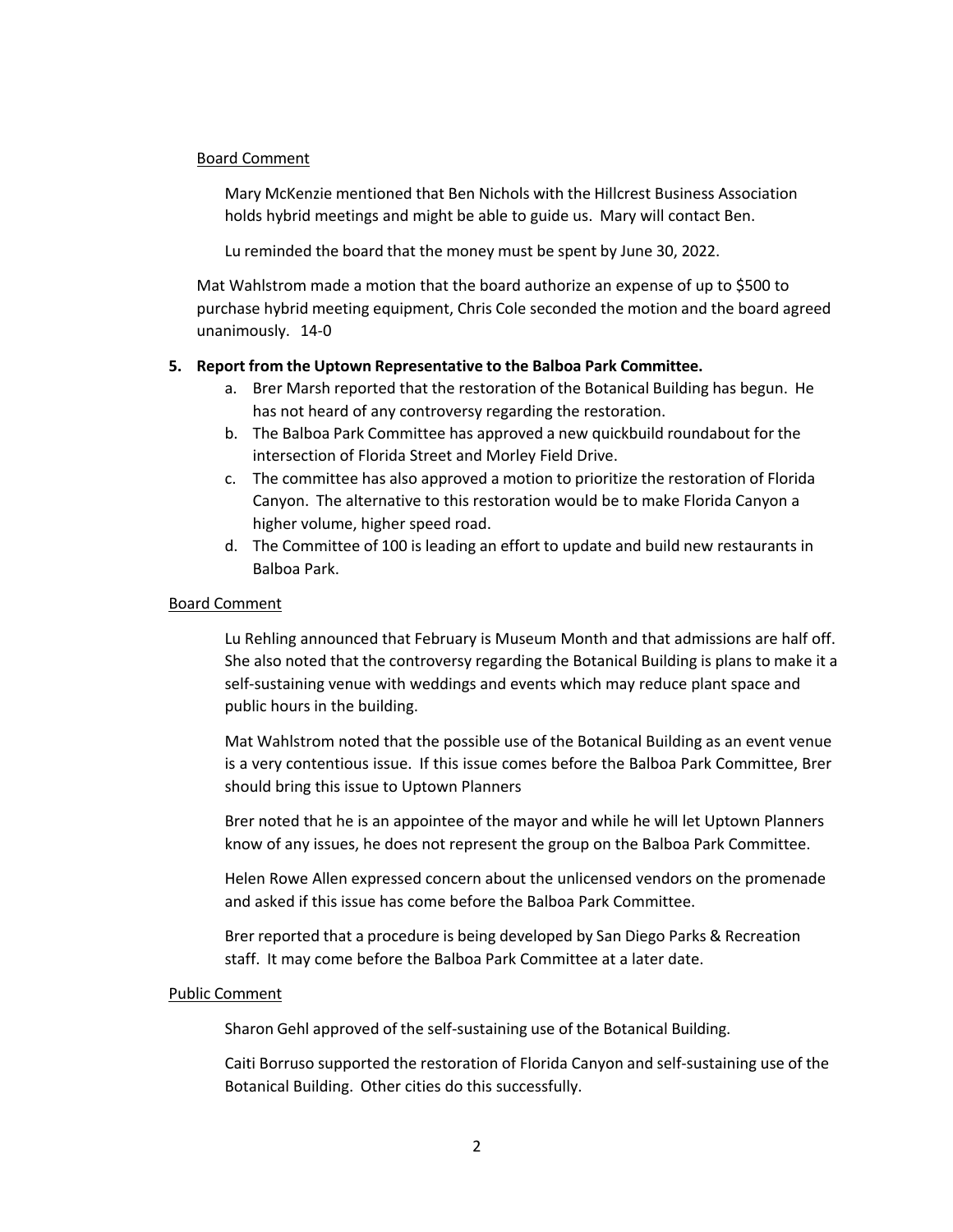Board Comment

Mary McKenzie mentioned that Ben Nichols with the Hillcrest Business Association holds hybrid meetings and might be able to guide us. Mary will contact Ben.

Lu reminded the board that the money must be spent by June 30, 2022.

Mat Wahlstrom made a motion that the board authorize an expense of up to $500 to purchase hybrid meeting equipment, Chris Cole seconded the motion and the board agreed unanimously. 14-0

**5. Report from the Uptown Representative to the Balboa Park Committee.**

a. Brer Marsh reported that the restoration of the Botanical Building has begun. He has not heard of any controversy regarding the restoration.

b. The Balboa Park Committee has approved a new quickbuild roundabout for the intersection of Florida Street and Morley Field Drive.

c. The committee has also approved a motion to prioritize the restoration of Florida Canyon. The alternative to this restoration would be to make Florida Canyon a higher volume, higher speed road.

d. The Committee of 100 is leading an effort to update and build new restaurants in Balboa Park.

Board Comment

Lu Rehling announced that February is Museum Month and that admissions are half off. She also noted that the controversy regarding the Botanical Building is plans to make it a self-sustaining venue with weddings and events which may reduce plant space and public hours in the building.

Mat Wahlstrom noted that the possible use of the Botanical Building as an event venue is a very contentious issue. If this issue comes before the Balboa Park Committee, Brer should bring this issue to Uptown Planners

Brer noted that he is an appointee of the mayor and while he will let Uptown Planners know of any issues, he does not represent the group on the Balboa Park Committee.

Helen Rowe Allen expressed concern about the unlicensed vendors on the promenade and asked if this issue has come before the Balboa Park Committee.

Brer reported that a procedure is being developed by San Diego Parks & Recreation staff. It may come before the Balboa Park Committee at a later date.

Public Comment

Sharon Gehl approved of the self-sustaining use of the Botanical Building.

Caiti Borruso supported the restoration of Florida Canyon and self-sustaining use of the Botanical Building. Other cities do this successfully.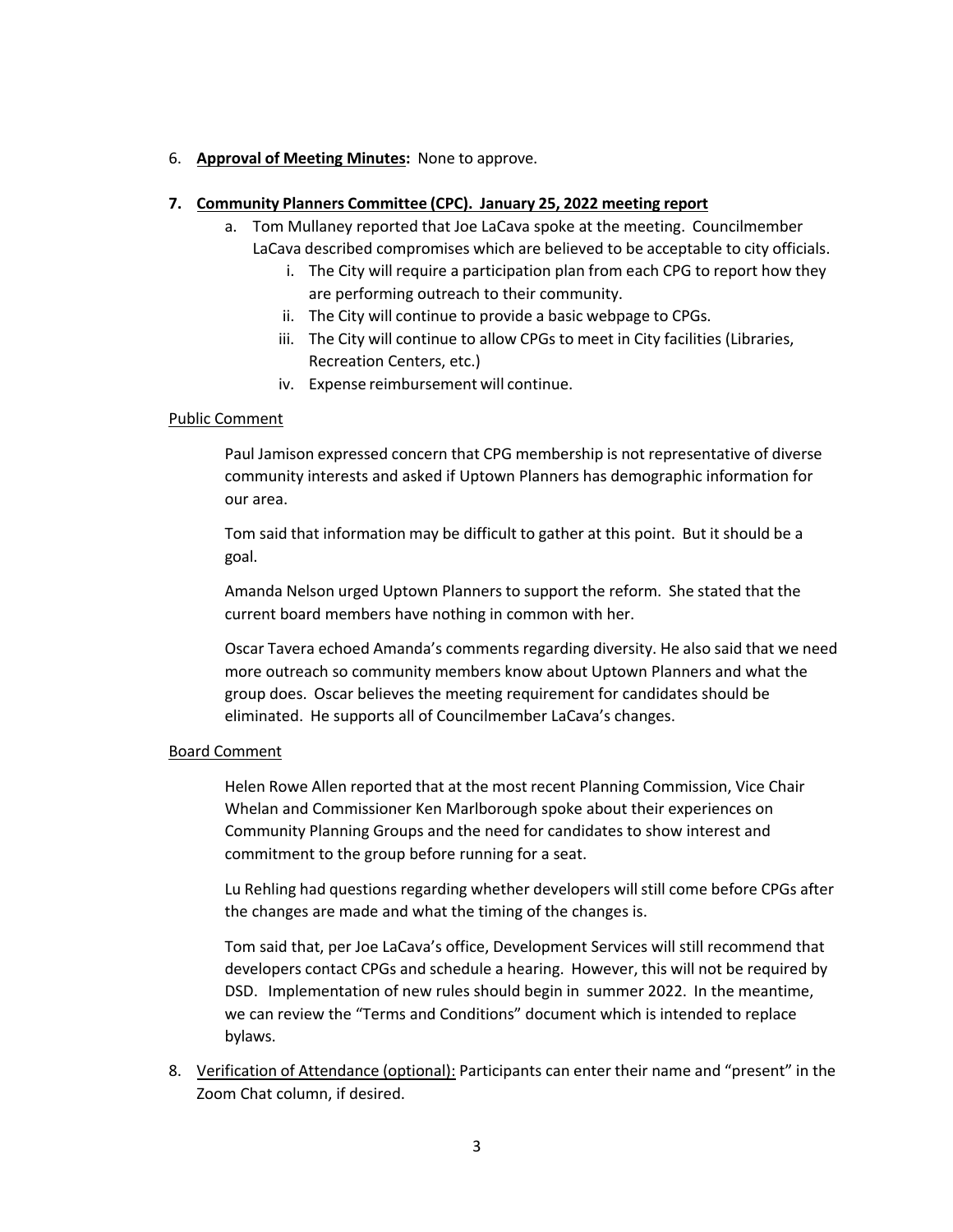6. **Approval of Meeting Minutes:** None to approve.

7. **Community Planners Committee (CPC). January 25, 2022 meeting report**

   a. Tom Mullaney reported that Joe LaCava spoke at the meeting. Councilmember LaCava described compromises which are believed to be acceptable to city officials.

      i. The City will require a participation plan from each CPG to report how they are performing outreach to their community.

      ii. The City will continue to provide a basic webpage to CPGs.

      iii. The City will continue to allow CPGs to meet in City facilities (Libraries, Recreation Centers, etc.)

      iv. Expense reimbursement will continue.

Public Comment

Paul Jamison expressed concern that CPG membership is not representative of diverse community interests and asked if Uptown Planners has demographic information for our area.

Tom said that information may be difficult to gather at this point. But it should be a goal.

Amanda Nelson urged Uptown Planners to support the reform. She stated that the current board members have nothing in common with her.

Oscar Tavera echoed Amanda's comments regarding diversity. He also said that we need more outreach so community members know about Uptown Planners and what the group does. Oscar believes the meeting requirement for candidates should be eliminated. He supports all of Councilmember LaCava's changes.

Board Comment

Helen Rowe Allen reported that at the most recent Planning Commission, Vice Chair Whelan and Commissioner Ken Marlborough spoke about their experiences on Community Planning Groups and the need for candidates to show interest and commitment to the group before running for a seat.

Lu Rehling had questions regarding whether developers will still come before CPGs after the changes are made and what the timing of the changes is.

Tom said that, per Joe LaCava's office, Development Services will still recommend that developers contact CPGs and schedule a hearing. However, this will not be required by DSD. Implementation of new rules should begin in summer 2022. In the meantime, we can review the "Terms and Conditions" document which is intended to replace bylaws.

8. Verification of Attendance (optional): Participants can enter their name and "present" in the Zoom Chat column, if desired.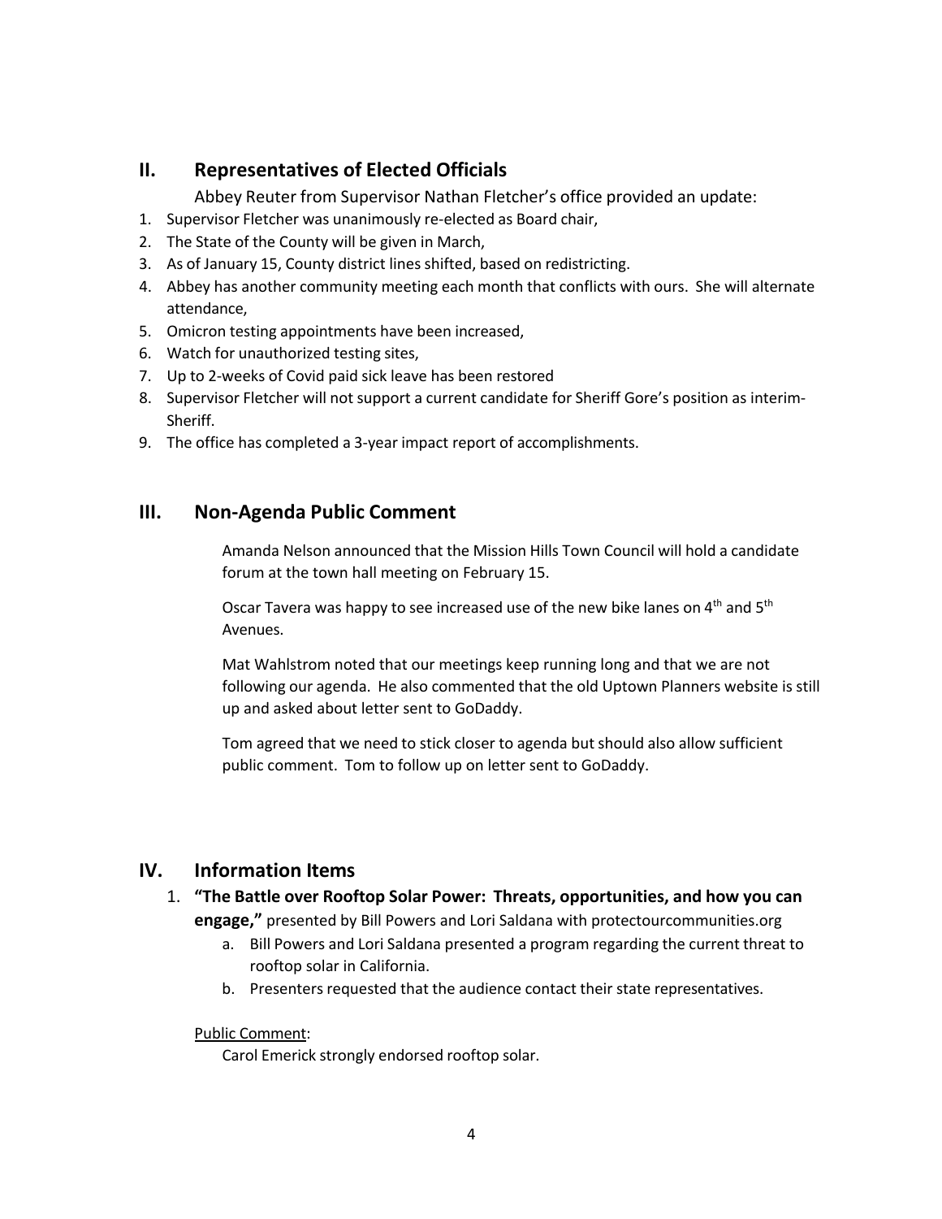## II. Representatives of Elected Officials

Abbey Reuter from Supervisor Nathan Fletcher's office provided an update:

1. Supervisor Fletcher was unanimously re-elected as Board chair,
2. The State of the County will be given in March,
3. As of January 15, County district lines shifted, based on redistricting.
4. Abbey has another community meeting each month that conflicts with ours. She will alternate attendance,
5. Omicron testing appointments have been increased,
6. Watch for unauthorized testing sites,
7. Up to 2-weeks of Covid paid sick leave has been restored
8. Supervisor Fletcher will not support a current candidate for Sheriff Gore's position as interim-Sheriff.
9. The office has completed a 3-year impact report of accomplishments.

## III. Non-Agenda Public Comment

Amanda Nelson announced that the Mission Hills Town Council will hold a candidate forum at the town hall meeting on February 15.

Oscar Tavera was happy to see increased use of the new bike lanes on 4th and 5th Avenues.

Mat Wahlstrom noted that our meetings keep running long and that we are not following our agenda. He also commented that the old Uptown Planners website is still up and asked about letter sent to GoDaddy.

Tom agreed that we need to stick closer to agenda but should also allow sufficient public comment. Tom to follow up on letter sent to GoDaddy.

## IV. Information Items

1. **"The Battle over Rooftop Solar Power: Threats, opportunities, and how you can engage,"** presented by Bill Powers and Lori Saldana with protectourcommunities.org
   a. Bill Powers and Lori Saldana presented a program regarding the current threat to rooftop solar in California.
   b. Presenters requested that the audience contact their state representatives.

Public Comment:

Carol Emerick strongly endorsed rooftop solar.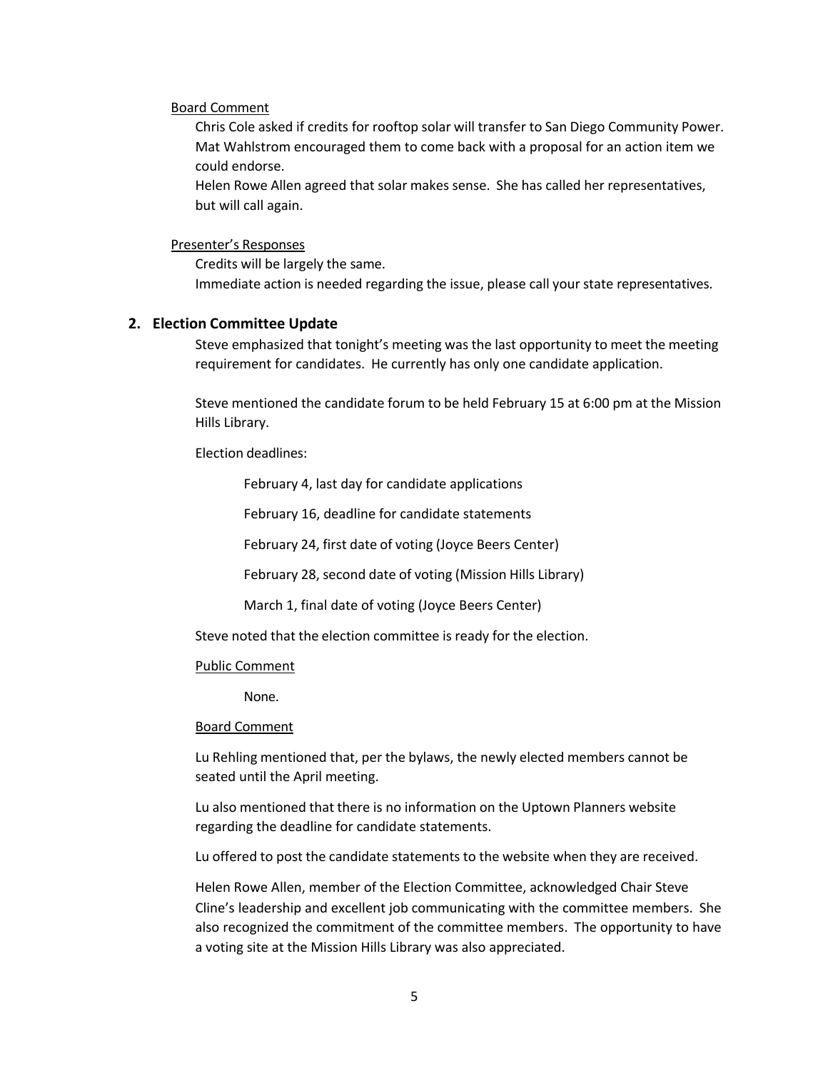Board Comment

Chris Cole asked if credits for rooftop solar will transfer to San Diego Community Power.
Mat Wahlstrom encouraged them to come back with a proposal for an action item we could endorse.
Helen Rowe Allen agreed that solar makes sense. She has called her representatives, but will call again.

Presenter's Responses

Credits will be largely the same.
Immediate action is needed regarding the issue, please call your state representatives.

## 2. Election Committee Update

Steve emphasized that tonight's meeting was the last opportunity to meet the meeting requirement for candidates. He currently has only one candidate application.

Steve mentioned the candidate forum to be held February 15 at 6:00 pm at the Mission Hills Library.

Election deadlines:

February 4, last day for candidate applications

February 16, deadline for candidate statements

February 24, first date of voting (Joyce Beers Center)

February 28, second date of voting (Mission Hills Library)

March 1, final date of voting (Joyce Beers Center)

Steve noted that the election committee is ready for the election.

Public Comment

None.

Board Comment

Lu Rehling mentioned that, per the bylaws, the newly elected members cannot be seated until the April meeting.

Lu also mentioned that there is no information on the Uptown Planners website regarding the deadline for candidate statements.

Lu offered to post the candidate statements to the website when they are received.

Helen Rowe Allen, member of the Election Committee, acknowledged Chair Steve Cline's leadership and excellent job communicating with the committee members. She also recognized the commitment of the committee members. The opportunity to have a voting site at the Mission Hills Library was also appreciated.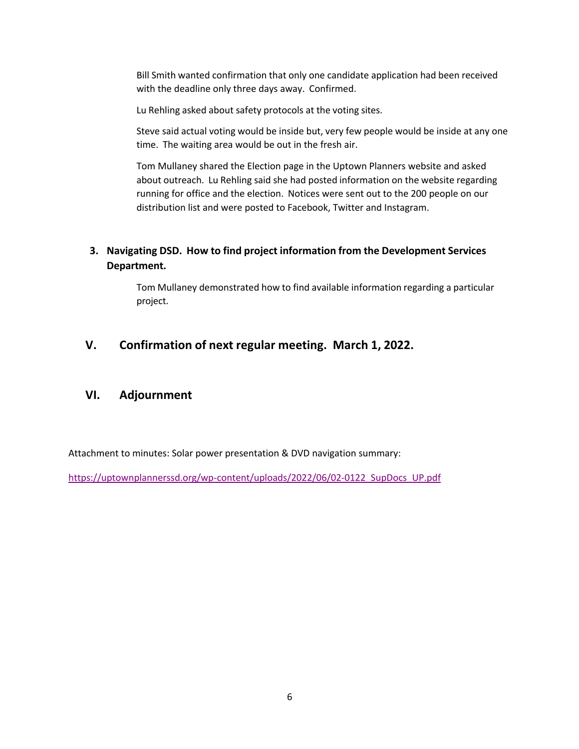Bill Smith wanted confirmation that only one candidate application had been received with the deadline only three days away. Confirmed.

Lu Rehling asked about safety protocols at the voting sites.

Steve said actual voting would be inside but, very few people would be inside at any one time. The waiting area would be out in the fresh air.

Tom Mullaney shared the Election page in the Uptown Planners website and asked about outreach. Lu Rehling said she had posted information on the website regarding running for office and the election. Notices were sent out to the 200 people on our distribution list and were posted to Facebook, Twitter and Instagram.

**3. Navigating DSD. How to find project information from the Development Services Department.**

Tom Mullaney demonstrated how to find available information regarding a particular project.

## V. Confirmation of next regular meeting. March 1, 2022.

## VI. Adjournment

Attachment to minutes: Solar power presentation & DVD navigation summary:

https://uptownplannerssd.org/wp-content/uploads/2022/06/02-0122_SupDocs_UP.pdf